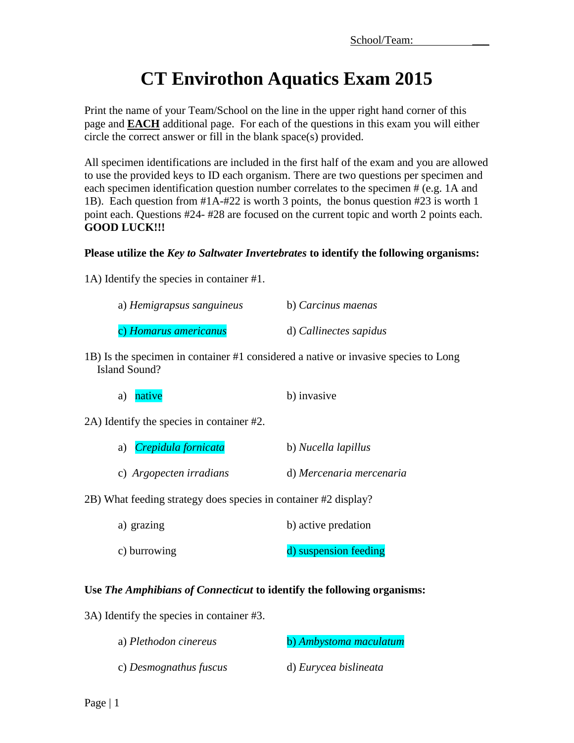School/Team: ___

# CT Envirothon Aquatics Exam 2015

Print the name of your Team/School on the line in the upper right hand corner of this page and **EACH** additional page. For each of the questions in this exam you will either circle the correct answer or fill in the blank space(s) provided.

All specimen identifications are included in the first half of the exam and you are allowed to use the provided keys to ID each organism. There are two questions per specimen and each specimen identification question number correlates to the specimen # (e.g. 1A and 1B). Each question from #1A-#22 is worth 3 points, the bonus question #23 is worth 1 point each. Questions #24- #28 are focused on the current topic and worth 2 points each. **GOOD LUCK!!!**

**Please utilize the *Key to Saltwater Invertebrates* to identify the following organisms:**

1A) Identify the species in container #1.

a) *Hemigrapsus sanguineus* b) *Carcinus maenas*

c) *Homarus americanus* d) *Callinectes sapidus*

1B) Is the specimen in container #1 considered a native or invasive species to Long Island Sound?

a) native b) invasive

2A) Identify the species in container #2.

a) *Crepidula fornicata* b) *Nucella lapillus*

c) *Argopecten irradians* d) *Mercenaria mercenaria*

2B) What feeding strategy does species in container #2 display?

a) grazing b) active predation

c) burrowing d) suspension feeding

**Use *The Amphibians of Connecticut* to identify the following organisms:**

3A) Identify the species in container #3.

a) *Plethodon cinereus* b) *Ambystoma maculatum*

c) *Desmognathus fuscus* d) *Eurycea bislineata*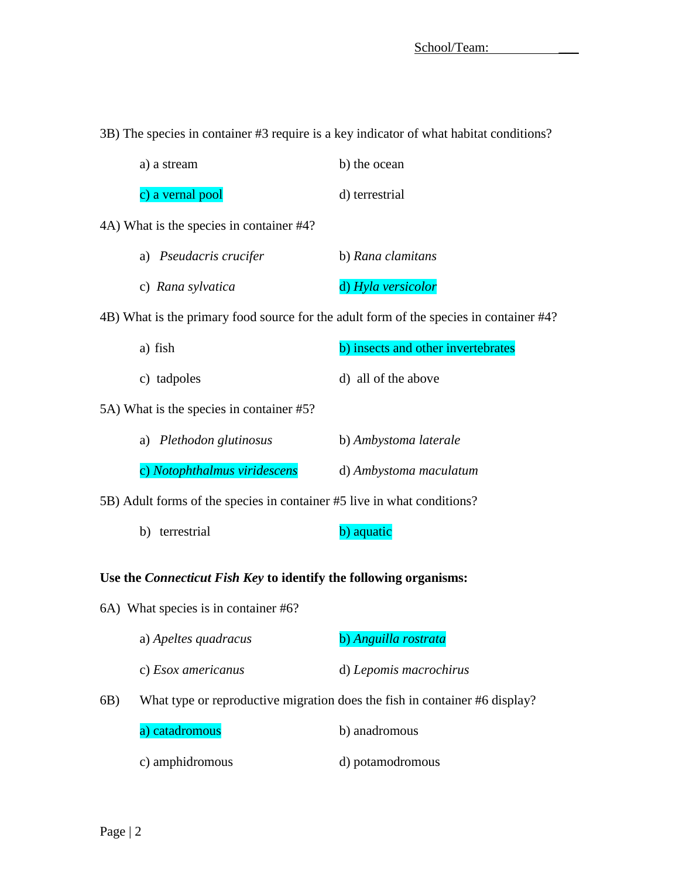School/Team: ____________

3B) The species in container #3 require is a key indicator of what habitat conditions?

a) a stream b) the ocean

c) a vernal pool d) terrestrial

4A) What is the species in container #4?

a) *Pseudacris crucifer* b) *Rana clamitans*

c) *Rana sylvatica* d) *Hyla versicolor*

4B) What is the primary food source for the adult form of the species in container #4?

a) fish b) insects and other invertebrates

c) tadpoles d) all of the above

5A) What is the species in container #5?

a) *Plethodon glutinosus* b) *Ambystoma laterale*

c) *Notophthalmus viridescens* d) *Ambystoma maculatum*

5B) Adult forms of the species in container #5 live in what conditions?

b) terrestrial b) aquatic

**Use the *Connecticut Fish Key* to identify the following organisms:**

6A) What species is in container #6?

a) *Apeltes quadracus* b) *Anguilla rostrata*

c) *Esox americanus* d) *Lepomis macrochirus*

6B) What type or reproductive migration does the fish in container #6 display?

a) catadromous b) anadromous

c) amphidromous d) potamodromous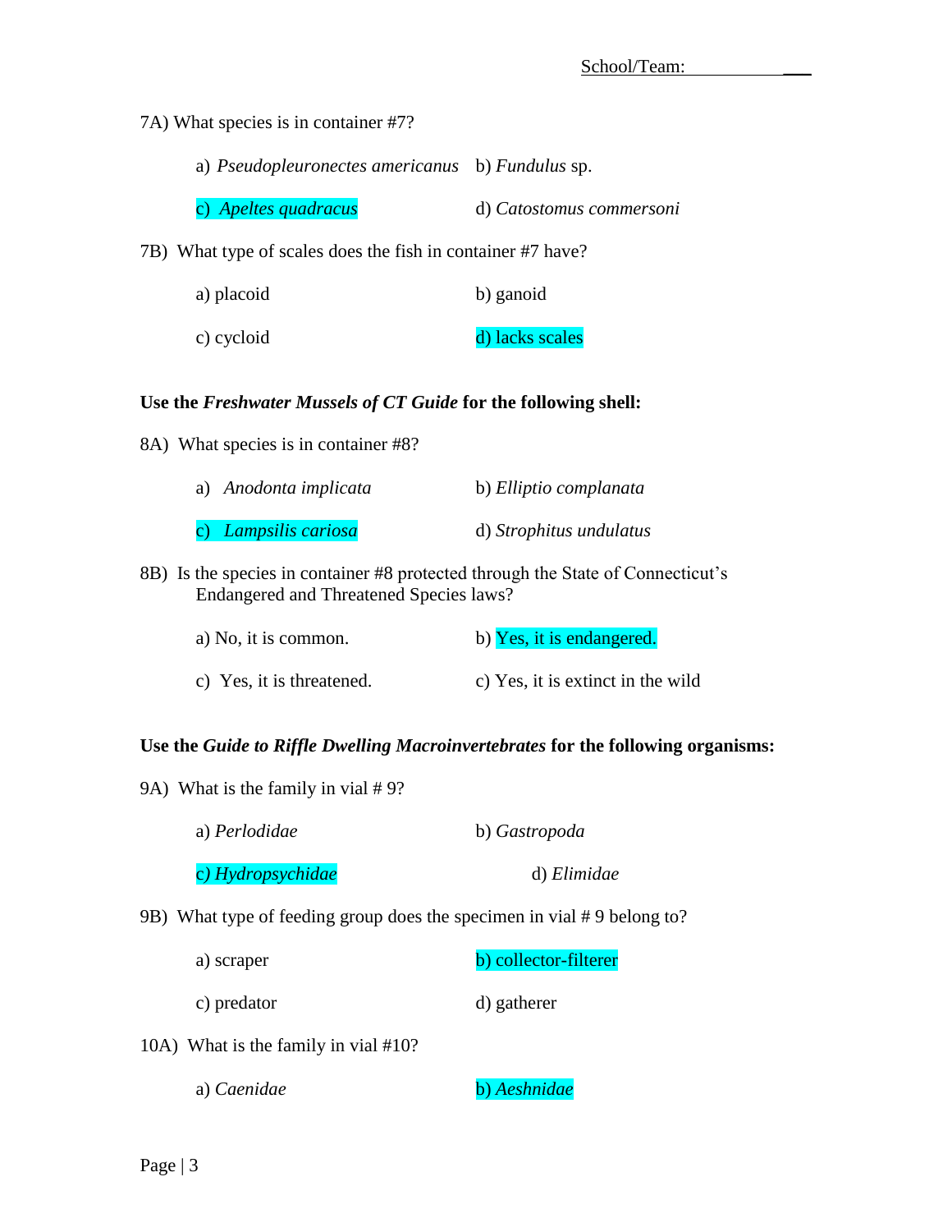School/Team: ___

7A) What species is in container #7?

a) *Pseudopleuronectes americanus* b) *Fundulus* sp.

c) *Apeltes quadracus* d) *Catostomus commersoni*

7B) What type of scales does the fish in container #7 have?

a) placoid b) ganoid

c) cycloid d) lacks scales

**Use the *Freshwater Mussels of CT Guide* for the following shell:**

8A) What species is in container #8?

a) *Anodonta implicata* b) *Elliptio complanata*

c) *Lampsilis cariosa* d) *Strophitus undulatus*

8B) Is the species in container #8 protected through the State of Connecticut's Endangered and Threatened Species laws?

a) No, it is common. b) Yes, it is endangered.

c) Yes, it is threatened. c) Yes, it is extinct in the wild

**Use the *Guide to Riffle Dwelling Macroinvertebrates* for the following organisms:**

9A) What is the family in vial # 9?

a) *Perlodidae* b) *Gastropoda*

c) *Hydropsychidae* d) *Elimidae*

9B) What type of feeding group does the specimen in vial # 9 belong to?

a) scraper b) collector-filterer

c) predator d) gatherer

10A) What is the family in vial #10?

a) *Caenidae* b) *Aeshnidae*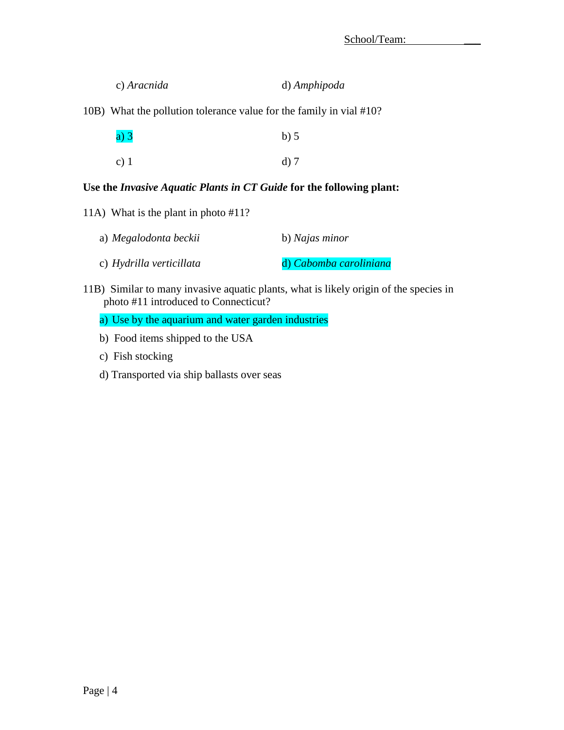c) *Aracnida* d) *Amphipoda*

10B) What the pollution tolerance value for the family in vial #10?

a) 3 b) 5

c) 1 d) 7

**Use the *Invasive Aquatic Plants in CT Guide* for the following plant:**

11A) What is the plant in photo #11?

a) *Megalodonta beckii* b) *Najas minor*

c) *Hydrilla verticillata* d) *Cabomba caroliniana*

11B) Similar to many invasive aquatic plants, what is likely origin of the species in photo #11 introduced to Connecticut?

a) Use by the aquarium and water garden industries

b) Food items shipped to the USA

c) Fish stocking

d) Transported via ship ballasts over seas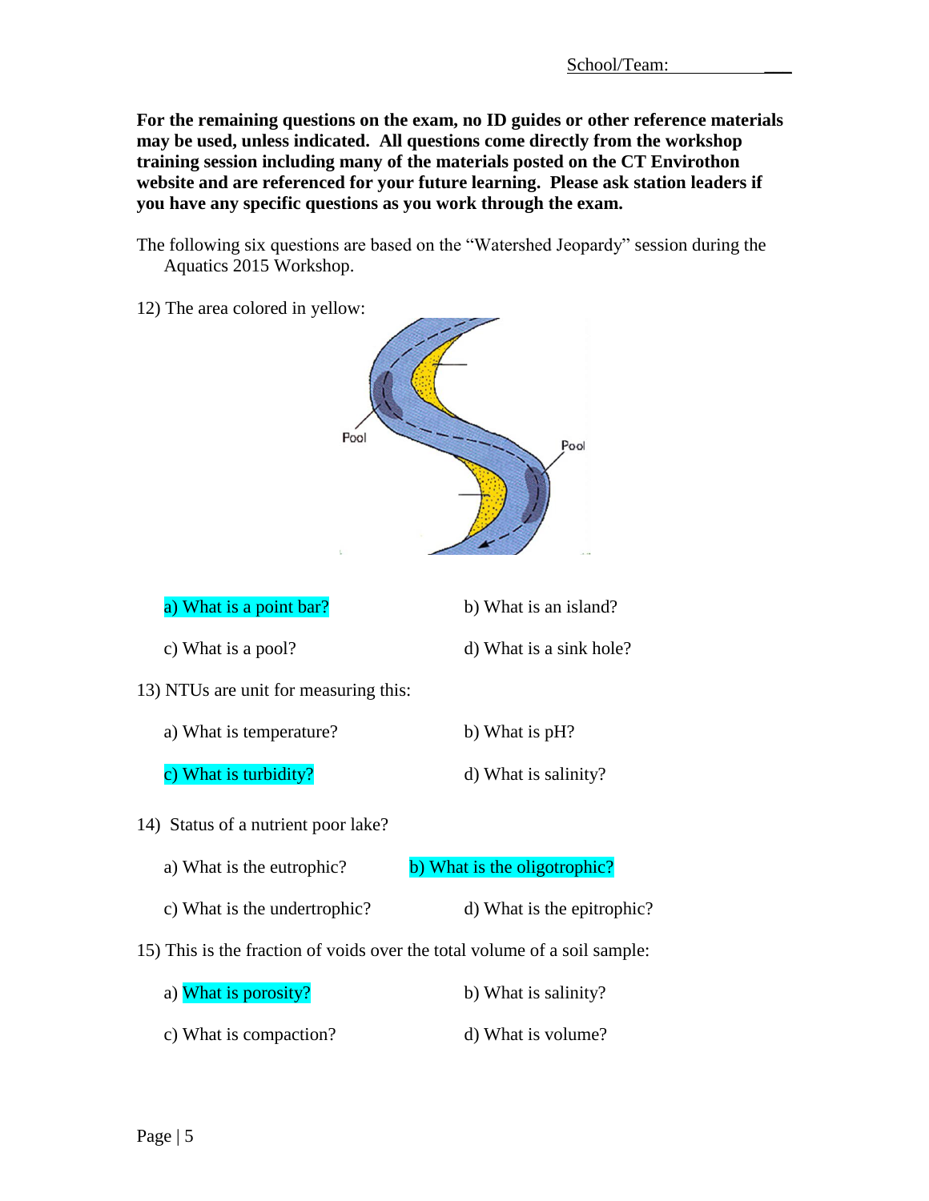School/Team: ___

**For the remaining questions on the exam, no ID guides or other reference materials may be used, unless indicated. All questions come directly from the workshop training session including many of the materials posted on the CT Envirothon website and are referenced for your future learning. Please ask station leaders if you have any specific questions as you work through the exam.**

The following six questions are based on the "Watershed Jeopardy" session during the Aquatics 2015 Workshop.

12) The area colored in yellow:

Pool

Pool

a) What is a point bar? b) What is an island?

c) What is a pool? d) What is a sink hole?

13) NTUs are unit for measuring this:

a) What is temperature? b) What is pH?

c) What is turbidity? d) What is salinity?

14) Status of a nutrient poor lake?

a) What is the eutrophic? b) What is the oligotrophic?

c) What is the undertrophic? d) What is the epitrophic?

15) This is the fraction of voids over the total volume of a soil sample:

a) What is porosity? b) What is salinity?

c) What is compaction? d) What is volume?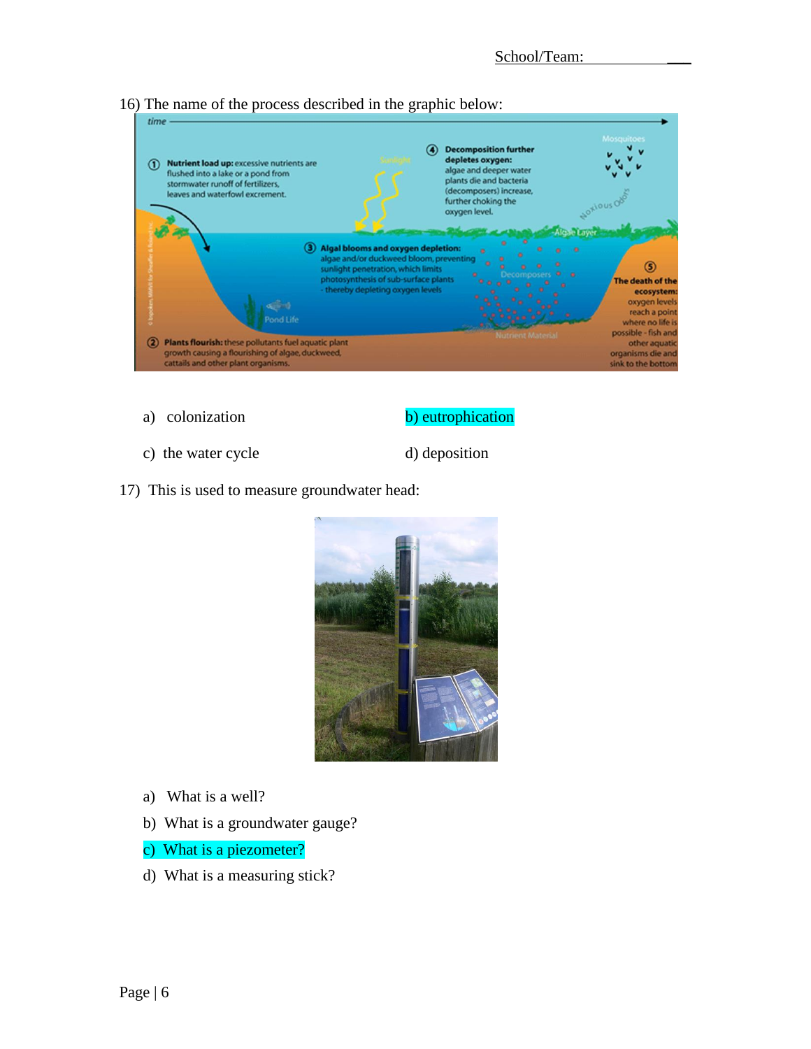School/Team: ___

16) The name of the process described in the graphic below:

a) colonization

b) eutrophication

c) the water cycle

d) deposition

17) This is used to measure groundwater head:

a) What is a well?

b) What is a groundwater gauge?

c) What is a piezometer?

d) What is a measuring stick?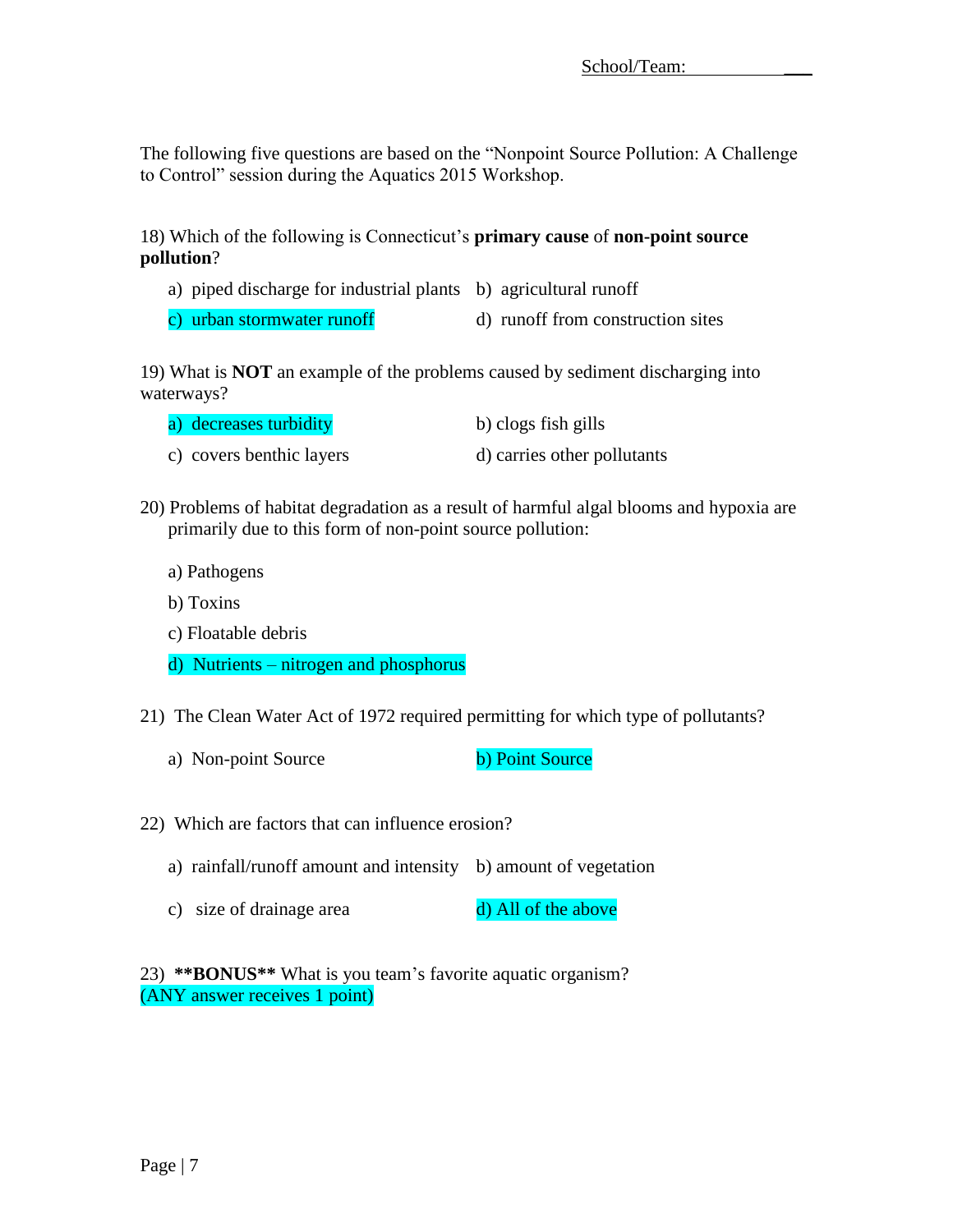School/Team: ___________

The following five questions are based on the "Nonpoint Source Pollution: A Challenge to Control" session during the Aquatics 2015 Workshop.

18) Which of the following is Connecticut's **primary cause** of **non-point source pollution**?

a) piped discharge for industrial plants  
b) agricultural runoff  
c) urban stormwater runoff  
d) runoff from construction sites

19) What is **NOT** an example of the problems caused by sediment discharging into waterways?

a) decreases turbidity  
b) clogs fish gills  
c) covers benthic layers  
d) carries other pollutants

20) Problems of habitat degradation as a result of harmful algal blooms and hypoxia are primarily due to this form of non-point source pollution:

a) Pathogens

b) Toxins

c) Floatable debris

d) Nutrients – nitrogen and phosphorus

21) The Clean Water Act of 1972 required permitting for which type of pollutants?

a) Non-point Source  
b) Point Source

22) Which are factors that can influence erosion?

a) rainfall/runoff amount and intensity  
b) amount of vegetation  
c) size of drainage area  
d) All of the above

23) **\*\*BONUS\*\*** What is you team's favorite aquatic organism?  
(ANY answer receives 1 point)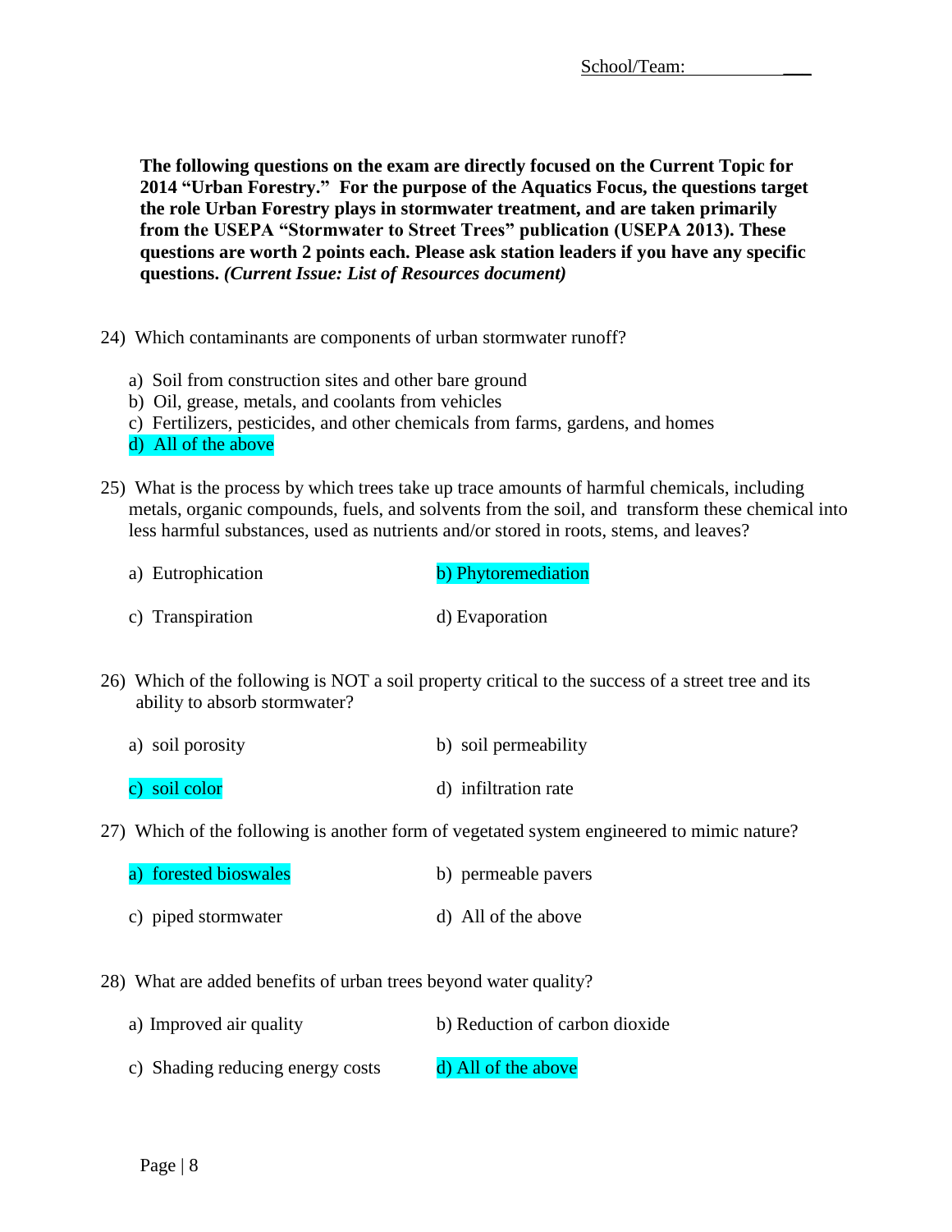School/Team: ___

**The following questions on the exam are directly focused on the Current Topic for 2014 "Urban Forestry." For the purpose of the Aquatics Focus, the questions target the role Urban Forestry plays in stormwater treatment, and are taken primarily from the USEPA "Stormwater to Street Trees" publication (USEPA 2013). These questions are worth 2 points each. Please ask station leaders if you have any specific questions.** ***(Current Issue: List of Resources document)***

24) Which contaminants are components of urban stormwater runoff?

a) Soil from construction sites and other bare ground
b) Oil, grease, metals, and coolants from vehicles
c) Fertilizers, pesticides, and other chemicals from farms, gardens, and homes
d) All of the above

25) What is the process by which trees take up trace amounts of harmful chemicals, including metals, organic compounds, fuels, and solvents from the soil, and transform these chemical into less harmful substances, used as nutrients and/or stored in roots, stems, and leaves?

a) Eutrophication
b) Phytoremediation
c) Transpiration
d) Evaporation

26) Which of the following is NOT a soil property critical to the success of a street tree and its ability to absorb stormwater?

a) soil porosity
b) soil permeability
c) soil color
d) infiltration rate

27) Which of the following is another form of vegetated system engineered to mimic nature?

a) forested bioswales
b) permeable pavers
c) piped stormwater
d) All of the above

28) What are added benefits of urban trees beyond water quality?

a) Improved air quality
b) Reduction of carbon dioxide
c) Shading reducing energy costs
d) All of the above